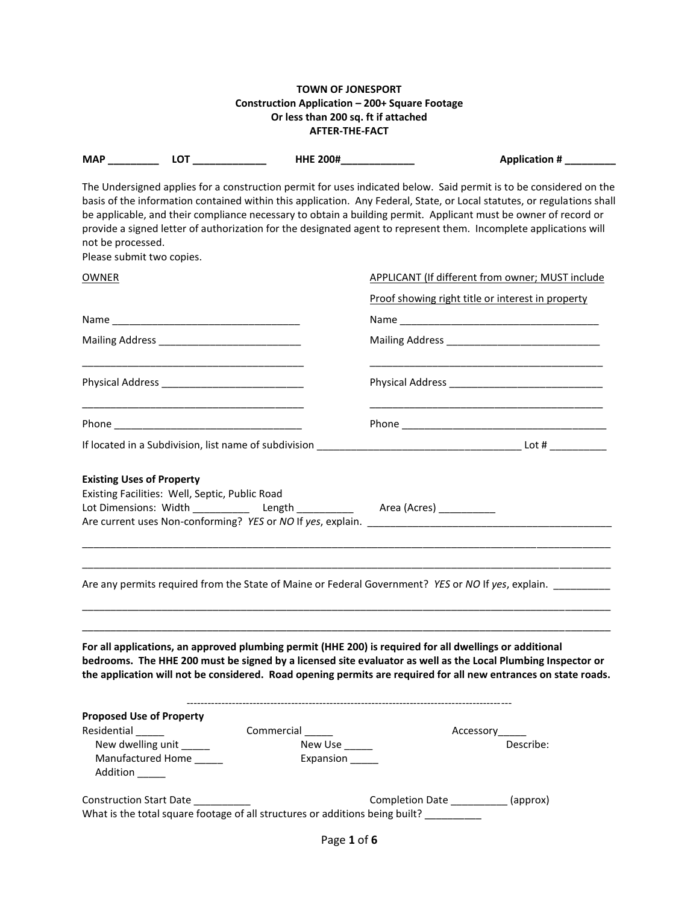**TOWN OF JONESPORT**
**Construction Application – 200+ Square Footage**
**Or less than 200 sq. ft if attached**
**AFTER-THE-FACT**

**MAP** _________ **LOT** _____________ **HHE 200#**_____________ **Application #** _________

The Undersigned applies for a construction permit for uses indicated below. Said permit is to be considered on the basis of the information contained within this application. Any Federal, State, or Local statutes, or regulations shall be applicable, and their compliance necessary to obtain a building permit. Applicant must be owner of record or provide a signed letter of authorization for the designated agent to represent them. Incomplete applications will not be processed.
Please submit two copies.

| OWNER | APPLICANT (If different from owner; MUST include Proof showing right title or interest in property |
|---|---|
| Name _________________________________ | Name ___________________________________ |
| Mailing Address _________________________ | Mailing Address ___________________________ |
| ________________________________________ | ___________________________________________ |
| Physical Address _________________________ | Physical Address ___________________________ |
| ________________________________________ | ___________________________________________ |
| Phone _________________________________ | Phone ____________________________________ |

If located in a Subdivision, list name of subdivision ____________________________________ Lot # __________

**Existing Uses of Property**
Existing Facilities: Well, Septic, Public Road
Lot Dimensions: Width __________ Length __________ Area (Acres) __________
Are current uses Non-conforming? *YES* or *NO* If *yes*, explain. ___________________________________________

_____________________________________________________________________________________________

_____________________________________________________________________________________________

Are any permits required from the State of Maine or Federal Government? *YES* or *NO* If *yes*, explain. __________

_____________________________________________________________________________________________

_____________________________________________________________________________________________

**For all applications, an approved plumbing permit (HHE 200) is required for all dwellings or additional bedrooms. The HHE 200 must be signed by a licensed site evaluator as well as the Local Plumbing Inspector or the application will not be considered. Road opening permits are required for all new entrances on state roads.**

---

**Proposed Use of Property**

Residential _____
- New dwelling unit _____
- Manufactured Home _____
- Addition _____

Commercial _____
- New Use _____
- Expansion _____

Accessory_____
- Describe:

Construction Start Date __________ Completion Date __________ (approx)
What is the total square footage of all structures or additions being built? __________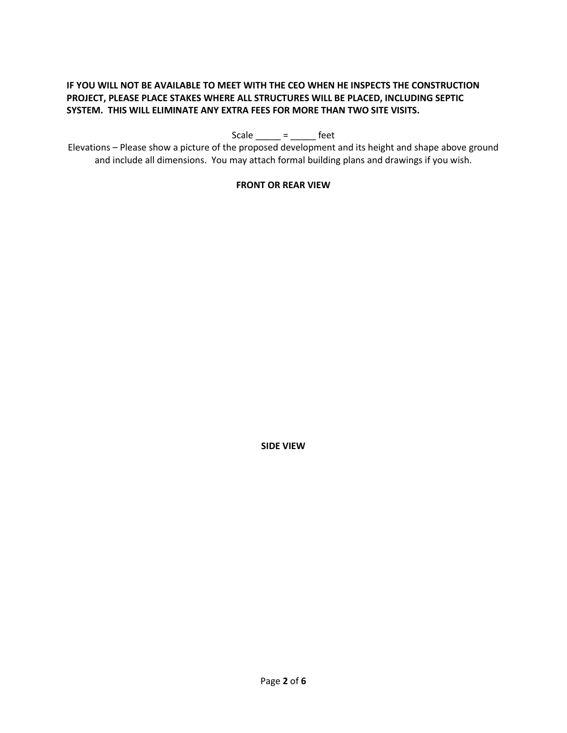**IF YOU WILL NOT BE AVAILABLE TO MEET WITH THE CEO WHEN HE INSPECTS THE CONSTRUCTION PROJECT, PLEASE PLACE STAKES WHERE ALL STRUCTURES WILL BE PLACED, INCLUDING SEPTIC SYSTEM. THIS WILL ELIMINATE ANY EXTRA FEES FOR MORE THAN TWO SITE VISITS.**

Scale _____ = _____ feet

Elevations – Please show a picture of the proposed development and its height and shape above ground and include all dimensions. You may attach formal building plans and drawings if you wish.

**FRONT OR REAR VIEW**

**SIDE VIEW**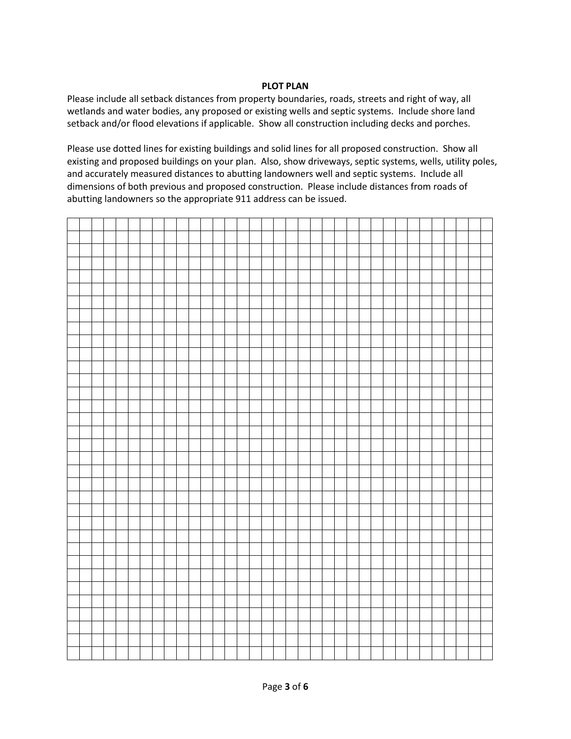**PLOT PLAN**

Please include all setback distances from property boundaries, roads, streets and right of way, all wetlands and water bodies, any proposed or existing wells and septic systems. Include shore land setback and/or flood elevations if applicable. Show all construction including decks and porches.

Please use dotted lines for existing buildings and solid lines for all proposed construction. Show all existing and proposed buildings on your plan. Also, show driveways, septic systems, wells, utility poles, and accurately measured distances to abutting landowners well and septic systems. Include all dimensions of both previous and proposed construction. Please include distances from roads of abutting landowners so the appropriate 911 address can be issued.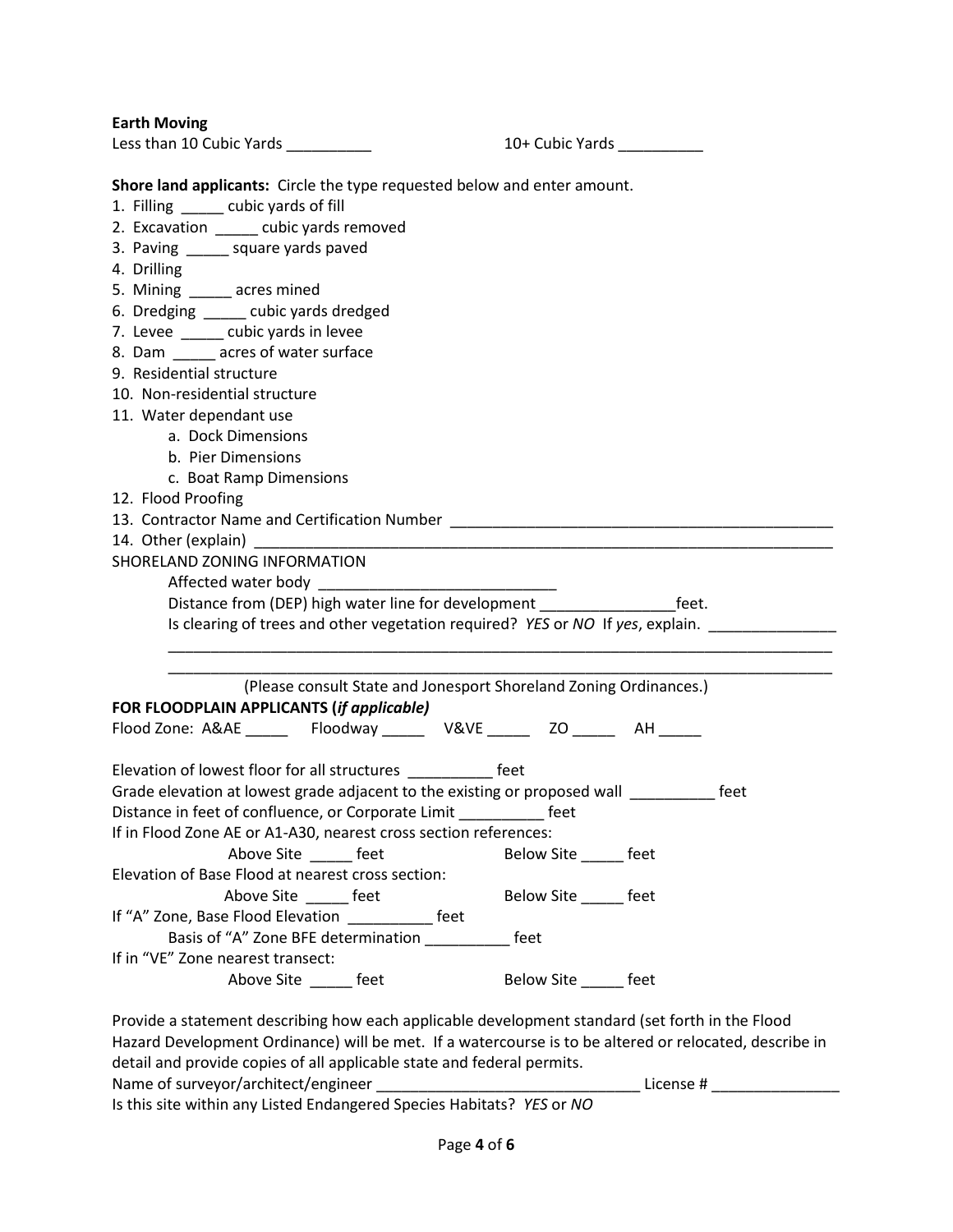**Earth Moving**

Less than 10 Cubic Yards __________ 10+ Cubic Yards __________

**Shore land applicants:** Circle the type requested below and enter amount.

1. Filling _____ cubic yards of fill
2. Excavation _____ cubic yards removed
3. Paving _____ square yards paved
4. Drilling
5. Mining _____ acres mined
6. Dredging _____ cubic yards dredged
7. Levee _____ cubic yards in levee
8. Dam _____ acres of water surface
9. Residential structure
10. Non-residential structure
11. Water dependant use
    a. Dock Dimensions
    b. Pier Dimensions
    c. Boat Ramp Dimensions
12. Flood Proofing
13. Contractor Name and Certification Number ______________________________________________
14. Other (explain) ______________________________________________________________________

SHORELAND ZONING INFORMATION

Affected water body ____________________________

Distance from (DEP) high water line for development ________________feet.

Is clearing of trees and other vegetation required? *YES* or *NO* If *yes*, explain. _______________

_________________________________________________________________________________

_________________________________________________________________________________

(Please consult State and Jonesport Shoreland Zoning Ordinances.)

**FOR FLOODPLAIN APPLICANTS (*if applicable)***

Flood Zone: A&AE _____ Floodway _____ V&VE _____ ZO _____ AH _____

Elevation of lowest floor for all structures __________ feet

Grade elevation at lowest grade adjacent to the existing or proposed wall __________ feet

Distance in feet of confluence, or Corporate Limit __________ feet

If in Flood Zone AE or A1-A30, nearest cross section references:

Above Site _____ feet Below Site _____ feet

Elevation of Base Flood at nearest cross section:

Above Site _____ feet Below Site _____ feet

If "A" Zone, Base Flood Elevation __________ feet

Basis of "A" Zone BFE determination __________ feet

If in "VE" Zone nearest transect:

Above Site _____ feet Below Site _____ feet

Provide a statement describing how each applicable development standard (set forth in the Flood Hazard Development Ordinance) will be met. If a watercourse is to be altered or relocated, describe in detail and provide copies of all applicable state and federal permits.

Name of surveyor/architect/engineer ________________________________ License # _______________

Is this site within any Listed Endangered Species Habitats? *YES* or *NO*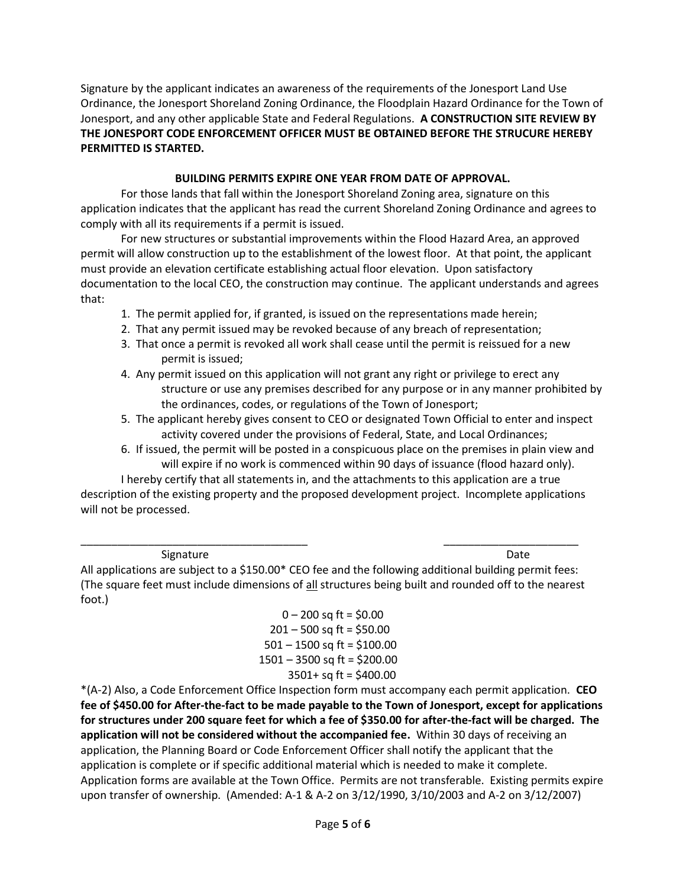Signature by the applicant indicates an awareness of the requirements of the Jonesport Land Use Ordinance, the Jonesport Shoreland Zoning Ordinance, the Floodplain Hazard Ordinance for the Town of Jonesport, and any other applicable State and Federal Regulations. **A CONSTRUCTION SITE REVIEW BY THE JONESPORT CODE ENFORCEMENT OFFICER MUST BE OBTAINED BEFORE THE STRUCURE HEREBY PERMITTED IS STARTED.**

**BUILDING PERMITS EXPIRE ONE YEAR FROM DATE OF APPROVAL.**

For those lands that fall within the Jonesport Shoreland Zoning area, signature on this application indicates that the applicant has read the current Shoreland Zoning Ordinance and agrees to comply with all its requirements if a permit is issued.

For new structures or substantial improvements within the Flood Hazard Area, an approved permit will allow construction up to the establishment of the lowest floor. At that point, the applicant must provide an elevation certificate establishing actual floor elevation. Upon satisfactory documentation to the local CEO, the construction may continue. The applicant understands and agrees that:

1. The permit applied for, if granted, is issued on the representations made herein;
2. That any permit issued may be revoked because of any breach of representation;
3. That once a permit is revoked all work shall cease until the permit is reissued for a new permit is issued;
4. Any permit issued on this application will not grant any right or privilege to erect any structure or use any premises described for any purpose or in any manner prohibited by the ordinances, codes, or regulations of the Town of Jonesport;
5. The applicant hereby gives consent to CEO or designated Town Official to enter and inspect activity covered under the provisions of Federal, State, and Local Ordinances;
6. If issued, the permit will be posted in a conspicuous place on the premises in plain view and will expire if no work is commenced within 90 days of issuance (flood hazard only).

I hereby certify that all statements in, and the attachments to this application are a true description of the existing property and the proposed development project. Incomplete applications will not be processed.

\_\_\_\_\_\_\_\_\_\_\_\_\_\_\_\_\_\_\_\_\_\_\_\_\_\_\_\_\_\_\_\_\_\_\_\_ \_\_\_\_\_\_\_\_\_\_\_\_\_\_\_\_\_\_\_\_\_\_
Signature Date

All applications are subject to a $150.00* CEO fee and the following additional building permit fees: (The square feet must include dimensions of all structures being built and rounded off to the nearest foot.)

0 – 200 sq ft = $0.00
201 – 500 sq ft = $50.00
501 – 1500 sq ft = $100.00
1501 – 3500 sq ft = $200.00
3501+ sq ft = $400.00

*(A-2) Also, a Code Enforcement Office Inspection form must accompany each permit application. **CEO fee of $450.00 for After-the-fact to be made payable to the Town of Jonesport, except for applications for structures under 200 square feet for which a fee of $350.00 for after-the-fact will be charged. The application will not be considered without the accompanied fee.** Within 30 days of receiving an application, the Planning Board or Code Enforcement Officer shall notify the applicant that the application is complete or if specific additional material which is needed to make it complete. Application forms are available at the Town Office. Permits are not transferable. Existing permits expire upon transfer of ownership. (Amended: A-1 & A-2 on 3/12/1990, 3/10/2003 and A-2 on 3/12/2007)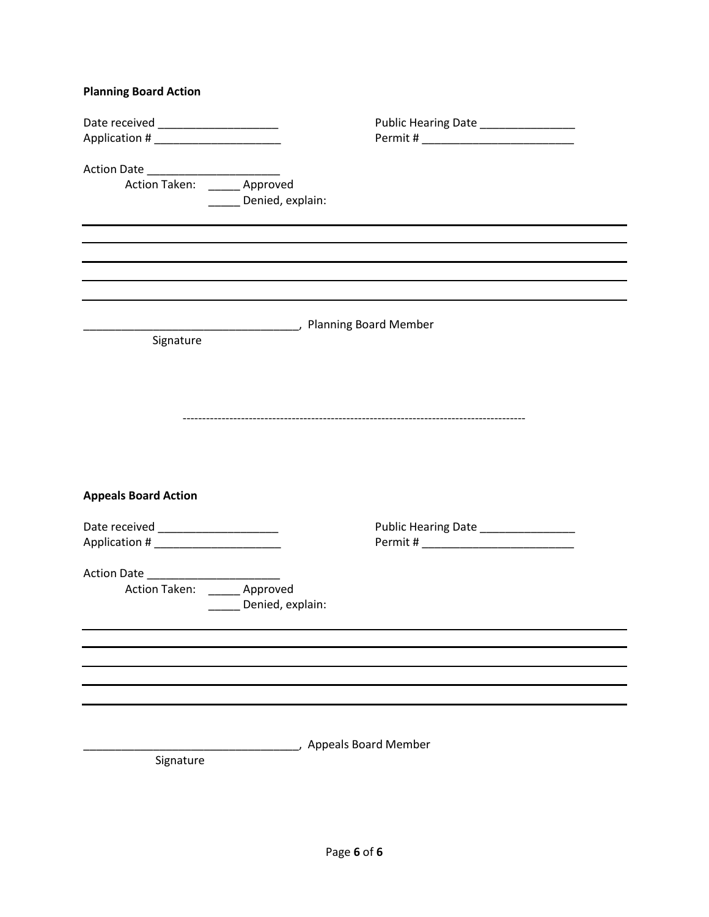**Planning Board Action**

Date received ____________________ Public Hearing Date ________________

Application # _____________________ Permit # _________________________

Action Date ______________________

Action Taken: _____ Approved

_____ Denied, explain:

___________________________________, Planning Board Member

Signature

-----------------------------------------------------------------------------------------

**Appeals Board Action**

Date received ____________________ Public Hearing Date ________________

Application # _____________________ Permit # _________________________

Action Date ______________________

Action Taken: _____ Approved

_____ Denied, explain:

___________________________________, Appeals Board Member

Signature